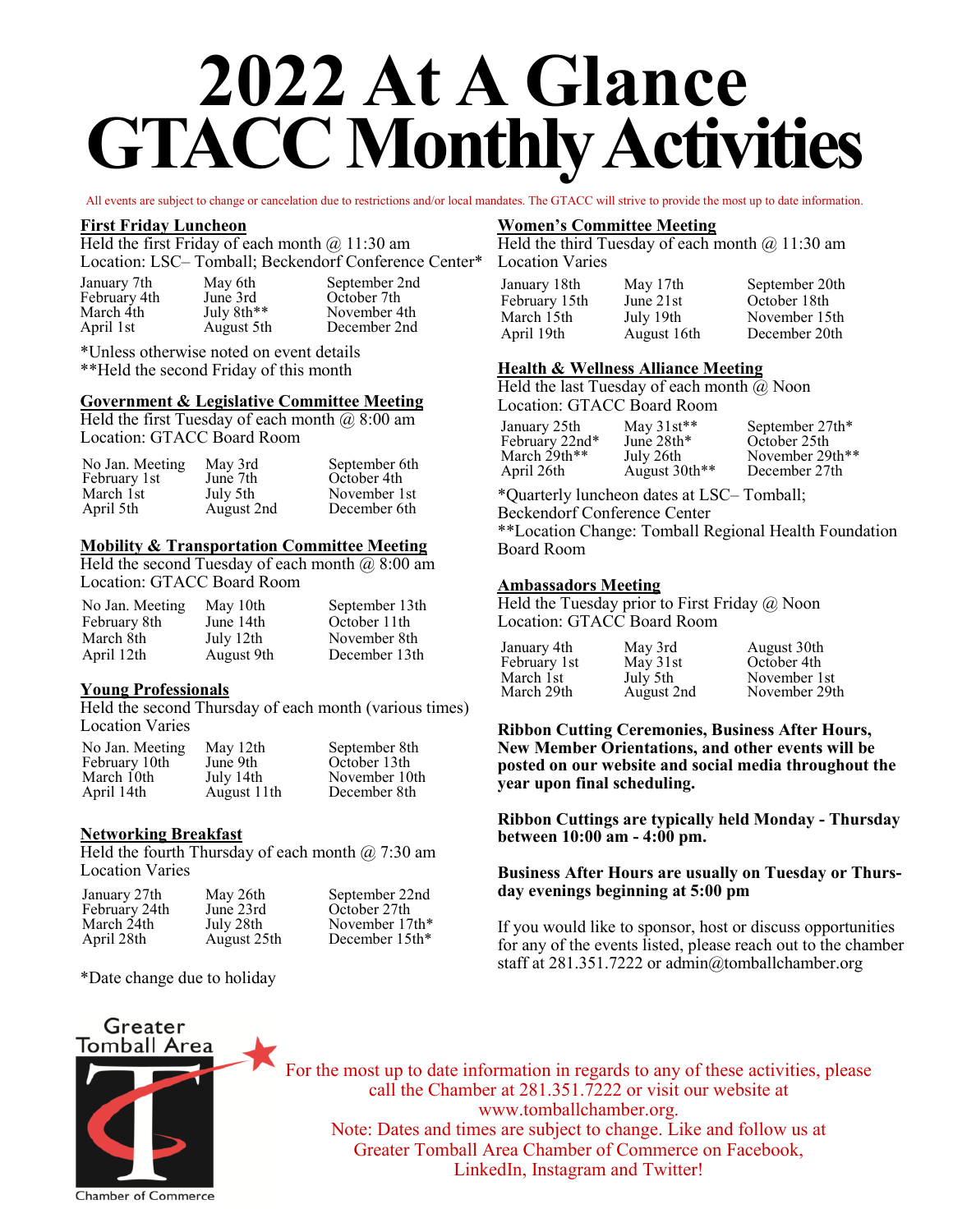# 2022 At A Glance GTACC Monthly Activities

All events are subject to change or cancelation due to restrictions and/or local mandates. The GTACC will strive to provide the most up to date information.

## First Friday Luncheon

Held the first Friday of each month @ 11:30 am
Location: LSC– Tomball; Beckendorf Conference Center*

| | | |
|---|---|---|
| January 7th | May 6th | September 2nd |
| February 4th | June 3rd | October 7th |
| March 4th | July 8th** | November 4th |
| April 1st | August 5th | December 2nd |

*Unless otherwise noted on event details
**Held the second Friday of this month

## Government & Legislative Committee Meeting

Held the first Tuesday of each month @ 8:00 am
Location: GTACC Board Room

| | | |
|---|---|---|
| No Jan. Meeting | May 3rd | September 6th |
| February 1st | June 7th | October 4th |
| March 1st | July 5th | November 1st |
| April 5th | August 2nd | December 6th |

## Mobility & Transportation Committee Meeting

Held the second Tuesday of each month @ 8:00 am
Location: GTACC Board Room

| | | |
|---|---|---|
| No Jan. Meeting | May 10th | September 13th |
| February 8th | June 14th | October 11th |
| March 8th | July 12th | November 8th |
| April 12th | August 9th | December 13th |

## Young Professionals

Held the second Thursday of each month (various times)
Location Varies

| | | |
|---|---|---|
| No Jan. Meeting | May 12th | September 8th |
| February 10th | June 9th | October 13th |
| March 10th | July 14th | November 10th |
| April 14th | August 11th | December 8th |

## Networking Breakfast

Held the fourth Thursday of each month @ 7:30 am
Location Varies

| | | |
|---|---|---|
| January 27th | May 26th | September 22nd |
| February 24th | June 23rd | October 27th |
| March 24th | July 28th | November 17th* |
| April 28th | August 25th | December 15th* |

*Date change due to holiday

## Women's Committee Meeting

Held the third Tuesday of each month @ 11:30 am
Location Varies

| | | |
|---|---|---|
| January 18th | May 17th | September 20th |
| February 15th | June 21st | October 18th |
| March 15th | July 19th | November 15th |
| April 19th | August 16th | December 20th |

## Health & Wellness Alliance Meeting

Held the last Tuesday of each month @ Noon
Location: GTACC Board Room

| | | |
|---|---|---|
| January 25th | May 31st** | September 27th* |
| February 22nd* | June 28th* | October 25th |
| March 29th** | July 26th | November 29th** |
| April 26th | August 30th** | December 27th |

*Quarterly luncheon dates at LSC– Tomball; Beckendorf Conference Center
**Location Change: Tomball Regional Health Foundation Board Room

## Ambassadors Meeting

Held the Tuesday prior to First Friday @ Noon
Location: GTACC Board Room

| | | |
|---|---|---|
| January 4th | May 3rd | August 30th |
| February 1st | May 31st | October 4th |
| March 1st | July 5th | November 1st |
| March 29th | August 2nd | November 29th |

**Ribbon Cutting Ceremonies, Business After Hours, New Member Orientations, and other events will be posted on our website and social media throughout the year upon final scheduling.**

**Ribbon Cuttings are typically held Monday - Thursday between 10:00 am - 4:00 pm.**

**Business After Hours are usually on Tuesday or Thursday evenings beginning at 5:00 pm**

If you would like to sponsor, host or discuss opportunities for any of the events listed, please reach out to the chamber staff at 281.351.7222 or admin@tomballchamber.org

Greater Tomball Area Chamber of Commerce

For the most up to date information in regards to any of these activities, please call the Chamber at 281.351.7222 or visit our website at www.tomballchamber.org.
Note: Dates and times are subject to change. Like and follow us at Greater Tomball Area Chamber of Commerce on Facebook, LinkedIn, Instagram and Twitter!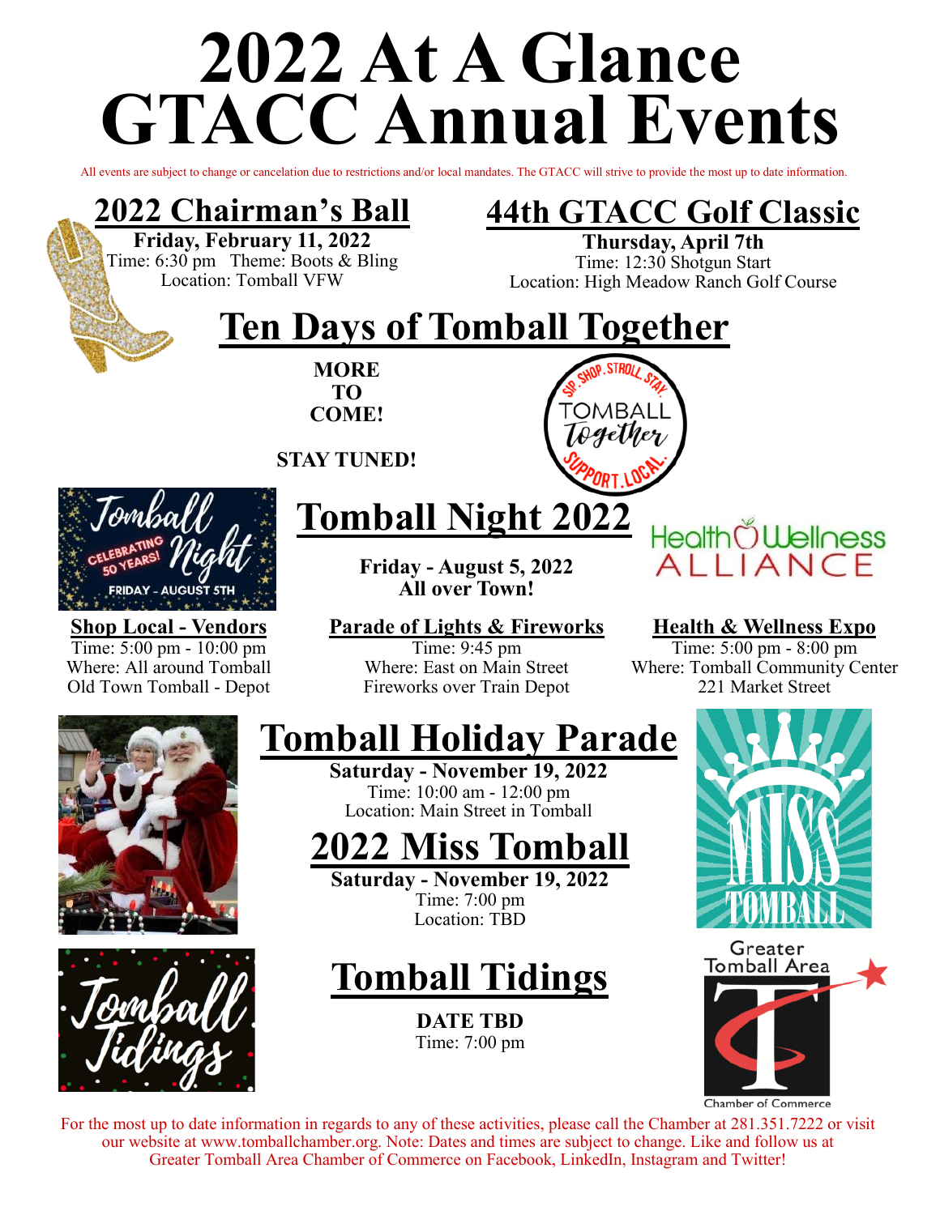# 2022 At A Glance GTACC Annual Events

All events are subject to change or cancelation due to restrictions and/or local mandates. The GTACC will strive to provide the most up to date information.

## 2022 Chairman's Ball

**Friday, February 11, 2022**
Time: 6:30 pm Theme: Boots & Bling
Location: Tomball VFW

## 44th GTACC Golf Classic

**Thursday, April 7th**
Time: 12:30 Shotgun Start
Location: High Meadow Ranch Golf Course

## Ten Days of Tomball Together

**MORE TO COME!**

**STAY TUNED!**

## Tomball Night 2022

**Friday - August 5, 2022**
**All over Town!**

### Shop Local - Vendors

Time: 5:00 pm - 10:00 pm
Where: All around Tomball
Old Town Tomball - Depot

### Parade of Lights & Fireworks

Time: 9:45 pm
Where: East on Main Street
Fireworks over Train Depot

### Health & Wellness Expo

Time: 5:00 pm - 8:00 pm
Where: Tomball Community Center
221 Market Street

## Tomball Holiday Parade

**Saturday - November 19, 2022**
Time: 10:00 am - 12:00 pm
Location: Main Street in Tomball

## 2022 Miss Tomball

**Saturday - November 19, 2022**
Time: 7:00 pm
Location: TBD

## Tomball Tidings

**DATE TBD**
Time: 7:00 pm

For the most up to date information in regards to any of these activities, please call the Chamber at 281.351.7222 or visit our website at www.tomballchamber.org. Note: Dates and times are subject to change. Like and follow us at Greater Tomball Area Chamber of Commerce on Facebook, LinkedIn, Instagram and Twitter!